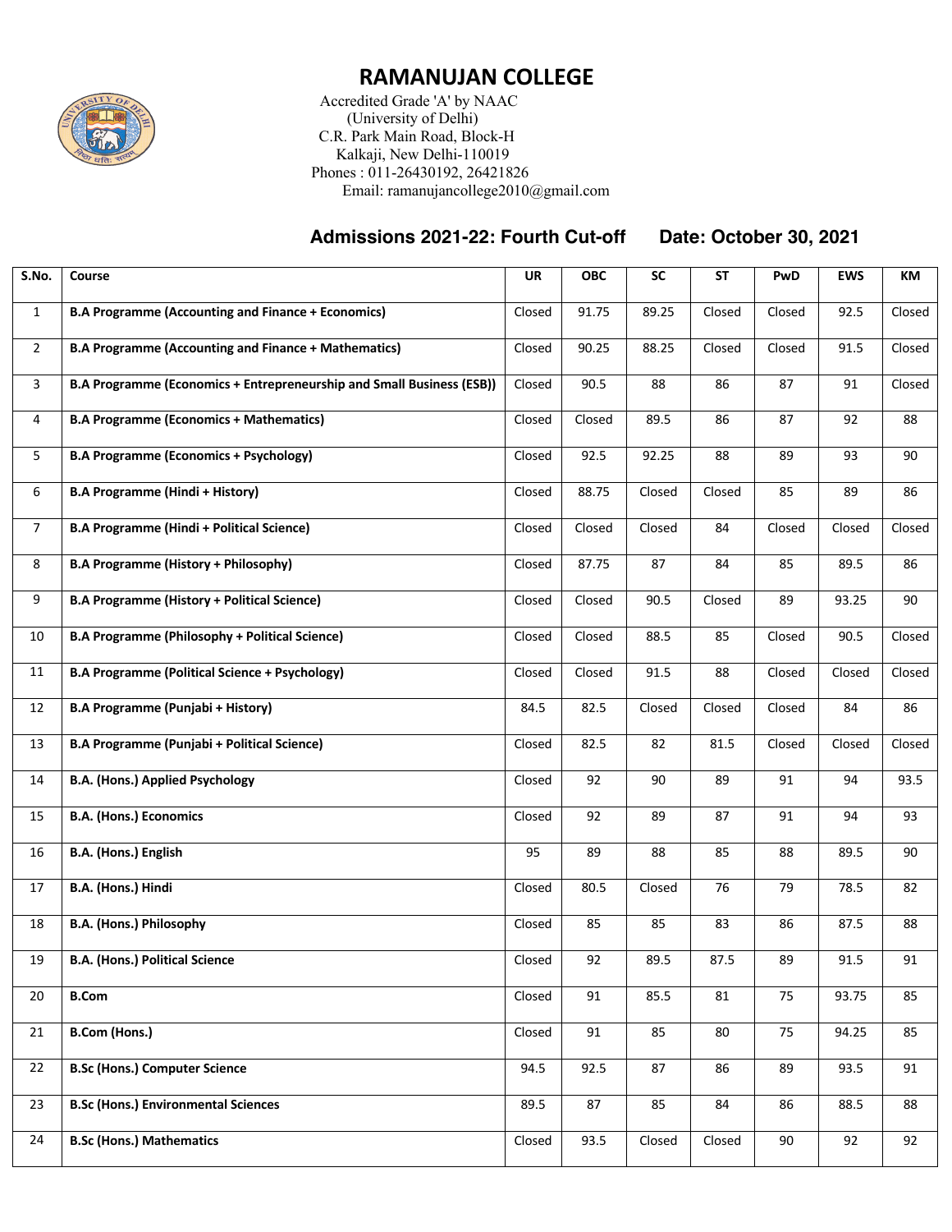# RAMANUJAN COLLEGE

Accredited Grade 'A' by NAAC
(University of Delhi)
C.R. Park Main Road, Block-H
Kalkaji, New Delhi-110019
Phones : 011-26430192, 26421826
Email: ramanujancollege2010@gmail.com

## Admissions 2021-22: Fourth Cut-off    Date: October 30, 2021

| S.No. | Course | UR | OBC | SC | ST | PwD | EWS | KM |
|---|---|---|---|---|---|---|---|---|
| 1 | **B.A Programme (Accounting and Finance + Economics)** | Closed | 91.75 | 89.25 | Closed | Closed | 92.5 | Closed |
| 2 | **B.A Programme (Accounting and Finance + Mathematics)** | Closed | 90.25 | 88.25 | Closed | Closed | 91.5 | Closed |
| 3 | **B.A Programme (Economics + Entrepreneurship and Small Business (ESB))** | Closed | 90.5 | 88 | 86 | 87 | 91 | Closed |
| 4 | **B.A Programme (Economics + Mathematics)** | Closed | Closed | 89.5 | 86 | 87 | 92 | 88 |
| 5 | **B.A Programme (Economics + Psychology)** | Closed | 92.5 | 92.25 | 88 | 89 | 93 | 90 |
| 6 | **B.A Programme (Hindi + History)** | Closed | 88.75 | Closed | Closed | 85 | 89 | 86 |
| 7 | **B.A Programme (Hindi + Political Science)** | Closed | Closed | Closed | 84 | Closed | Closed | Closed |
| 8 | **B.A Programme (History + Philosophy)** | Closed | 87.75 | 87 | 84 | 85 | 89.5 | 86 |
| 9 | **B.A Programme (History + Political Science)** | Closed | Closed | 90.5 | Closed | 89 | 93.25 | 90 |
| 10 | **B.A Programme (Philosophy + Political Science)** | Closed | Closed | 88.5 | 85 | Closed | 90.5 | Closed |
| 11 | **B.A Programme (Political Science + Psychology)** | Closed | Closed | 91.5 | 88 | Closed | Closed | Closed |
| 12 | **B.A Programme (Punjabi + History)** | 84.5 | 82.5 | Closed | Closed | Closed | 84 | 86 |
| 13 | **B.A Programme (Punjabi + Political Science)** | Closed | 82.5 | 82 | 81.5 | Closed | Closed | Closed |
| 14 | **B.A. (Hons.) Applied Psychology** | Closed | 92 | 90 | 89 | 91 | 94 | 93.5 |
| 15 | **B.A. (Hons.) Economics** | Closed | 92 | 89 | 87 | 91 | 94 | 93 |
| 16 | **B.A. (Hons.) English** | 95 | 89 | 88 | 85 | 88 | 89.5 | 90 |
| 17 | **B.A. (Hons.) Hindi** | Closed | 80.5 | Closed | 76 | 79 | 78.5 | 82 |
| 18 | **B.A. (Hons.) Philosophy** | Closed | 85 | 85 | 83 | 86 | 87.5 | 88 |
| 19 | **B.A. (Hons.) Political Science** | Closed | 92 | 89.5 | 87.5 | 89 | 91.5 | 91 |
| 20 | **B.Com** | Closed | 91 | 85.5 | 81 | 75 | 93.75 | 85 |
| 21 | **B.Com (Hons.)** | Closed | 91 | 85 | 80 | 75 | 94.25 | 85 |
| 22 | **B.Sc (Hons.) Computer Science** | 94.5 | 92.5 | 87 | 86 | 89 | 93.5 | 91 |
| 23 | **B.Sc (Hons.) Environmental Sciences** | 89.5 | 87 | 85 | 84 | 86 | 88.5 | 88 |
| 24 | **B.Sc (Hons.) Mathematics** | Closed | 93.5 | Closed | Closed | 90 | 92 | 92 |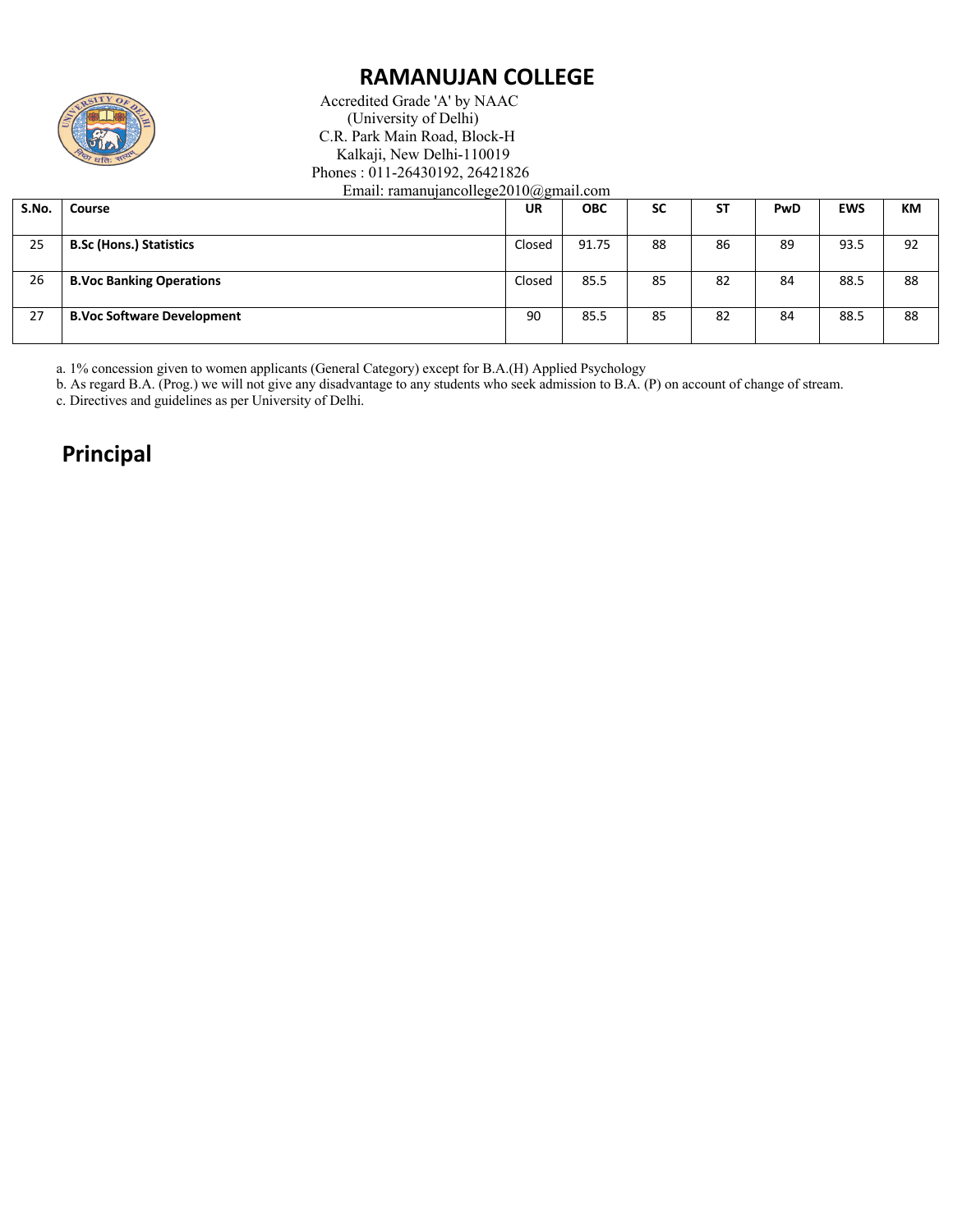# RAMANUJAN COLLEGE

Accredited Grade 'A' by NAAC
(University of Delhi)
C.R. Park Main Road, Block-H
Kalkaji, New Delhi-110019
Phones : 011-26430192, 26421826
Email: ramanujancollege2010@gmail.com

| S.No. | Course | UR | OBC | SC | ST | PwD | EWS | KM |
|---|---|---|---|---|---|---|---|---|
| 25 | **B.Sc (Hons.) Statistics** | Closed | 91.75 | 88 | 86 | 89 | 93.5 | 92 |
| 26 | **B.Voc Banking Operations** | Closed | 85.5 | 85 | 82 | 84 | 88.5 | 88 |
| 27 | **B.Voc Software Development** | 90 | 85.5 | 85 | 82 | 84 | 88.5 | 88 |

a. 1% concession given to women applicants (General Category) except for B.A.(H) Applied Psychology
b. As regard B.A. (Prog.) we will not give any disadvantage to any students who seek admission to B.A. (P) on account of change of stream.
c. Directives and guidelines as per University of Delhi.

**Principal**